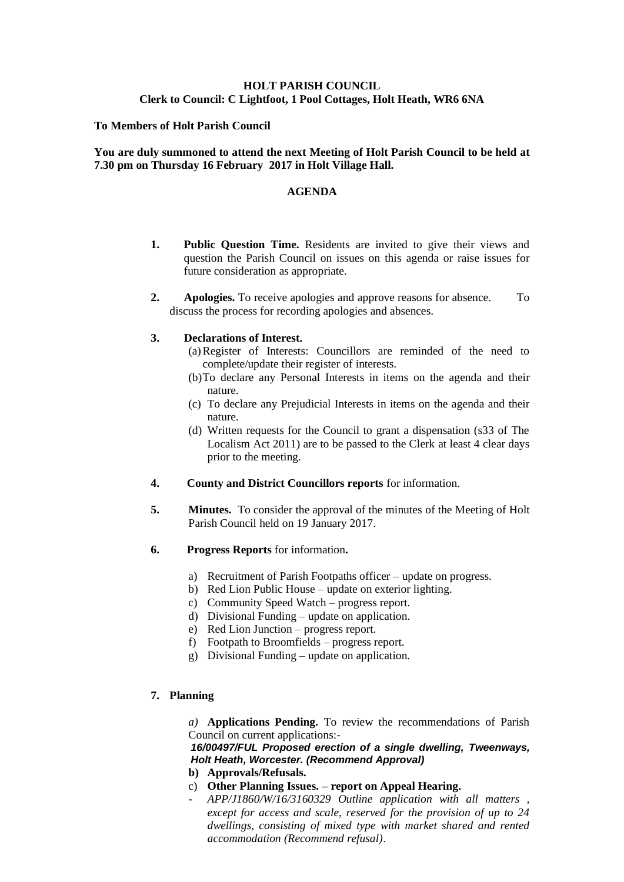**HOLT PARISH COUNCIL**
**Clerk to Council: C Lightfoot, 1 Pool Cottages, Holt Heath, WR6 6NA**

**To Members of Holt Parish Council**

**You are duly summoned to attend the next Meeting of Holt Parish Council to be held at 7.30 pm on Thursday 16 February 2017 in Holt Village Hall.**

**AGENDA**

1. **Public Question Time.** Residents are invited to give their views and question the Parish Council on issues on this agenda or raise issues for future consideration as appropriate.

2. **Apologies.** To receive apologies and approve reasons for absence. To discuss the process for recording apologies and absences.

3. **Declarations of Interest.**
   (a) Register of Interests: Councillors are reminded of the need to complete/update their register of interests.
   (b) To declare any Personal Interests in items on the agenda and their nature.
   (c) To declare any Prejudicial Interests in items on the agenda and their nature.
   (d) Written requests for the Council to grant a dispensation (s33 of The Localism Act 2011) are to be passed to the Clerk at least 4 clear days prior to the meeting.

4. **County and District Councillors reports** for information.

5. **Minutes.** To consider the approval of the minutes of the Meeting of Holt Parish Council held on 19 January 2017.

6. **Progress Reports** for information**.**

   a) Recruitment of Parish Footpaths officer – update on progress.
   b) Red Lion Public House – update on exterior lighting.
   c) Community Speed Watch – progress report.
   d) Divisional Funding – update on application.
   e) Red Lion Junction – progress report.
   f) Footpath to Broomfields – progress report.
   g) Divisional Funding – update on application.

7. **Planning**

   *a)* **Applications Pending.** To review the recommendations of Parish Council on current applications:-
   ***16/00497/FUL Proposed erection of a single dwelling, Tweenways, Holt Heath, Worcester. (Recommend Approval)***

   **b) Approvals/Refusals.**

   c) **Other Planning Issues. – report on Appeal Hearing.**

   - *APP/J1860/W/16/3160329 Outline application with all matters , except for access and scale, reserved for the provision of up to 24 dwellings, consisting of mixed type with market shared and rented accommodation (Recommend refusal)*.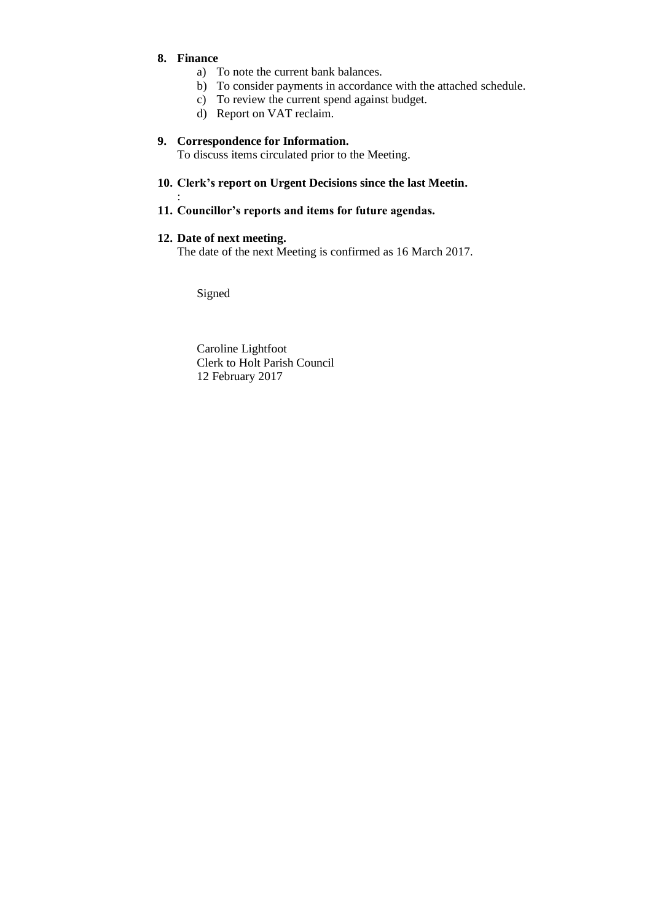**8. Finance**

a) To note the current bank balances.
b) To consider payments in accordance with the attached schedule.
c) To review the current spend against budget.
d) Report on VAT reclaim.

**9. Correspondence for Information.**

To discuss items circulated prior to the Meeting.

**10. Clerk's report on Urgent Decisions since the last Meetin.**

:

**11. Councillor's reports and items for future agendas.**

**12. Date of next meeting.**

The date of the next Meeting is confirmed as 16 March 2017.

Signed

Caroline Lightfoot
Clerk to Holt Parish Council
12 February 2017